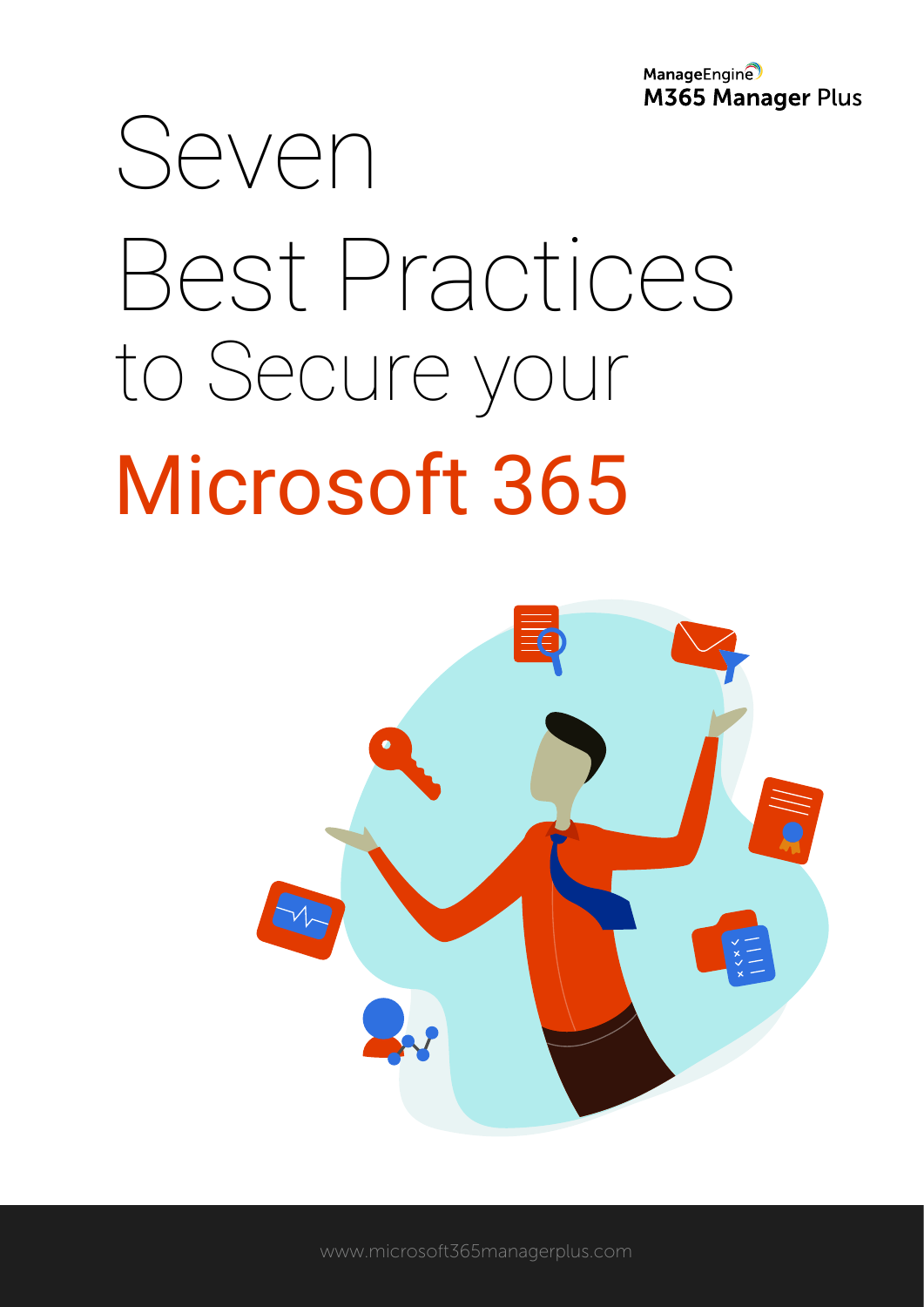ManageEngine
M365 Manager Plus

# Seven Best Practices to Secure your Microsoft 365

www.microsoft365managerplus.com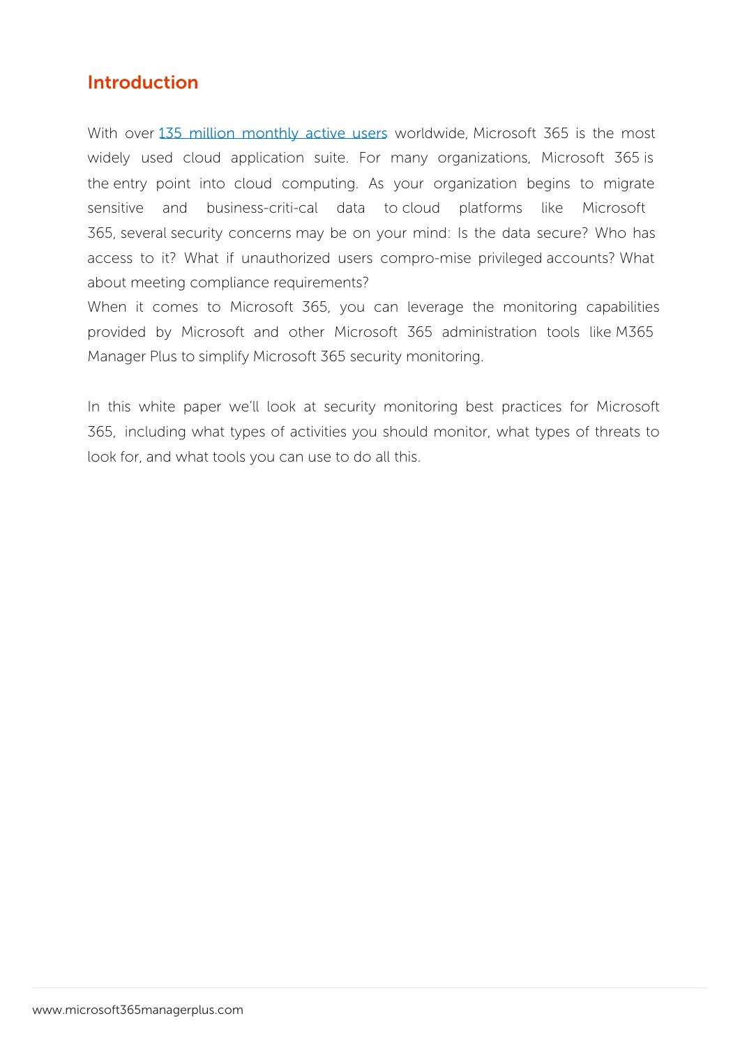## Introduction

With over [135 million monthly active users] worldwide, Microsoft 365 is the most widely used cloud application suite. For many organizations, Microsoft 365 is the entry point into cloud computing. As your organization begins to migrate sensitive and business-criti-cal data to cloud platforms like Microsoft 365, several security concerns may be on your mind: Is the data secure? Who has access to it? What if unauthorized users compro-mise privileged accounts? What about meeting compliance requirements?

When it comes to Microsoft 365, you can leverage the monitoring capabilities provided by Microsoft and other Microsoft 365 administration tools like M365 Manager Plus to simplify Microsoft 365 security monitoring.

In this white paper we'll look at security monitoring best practices for Microsoft 365, including what types of activities you should monitor, what types of threats to look for, and what tools you can use to do all this.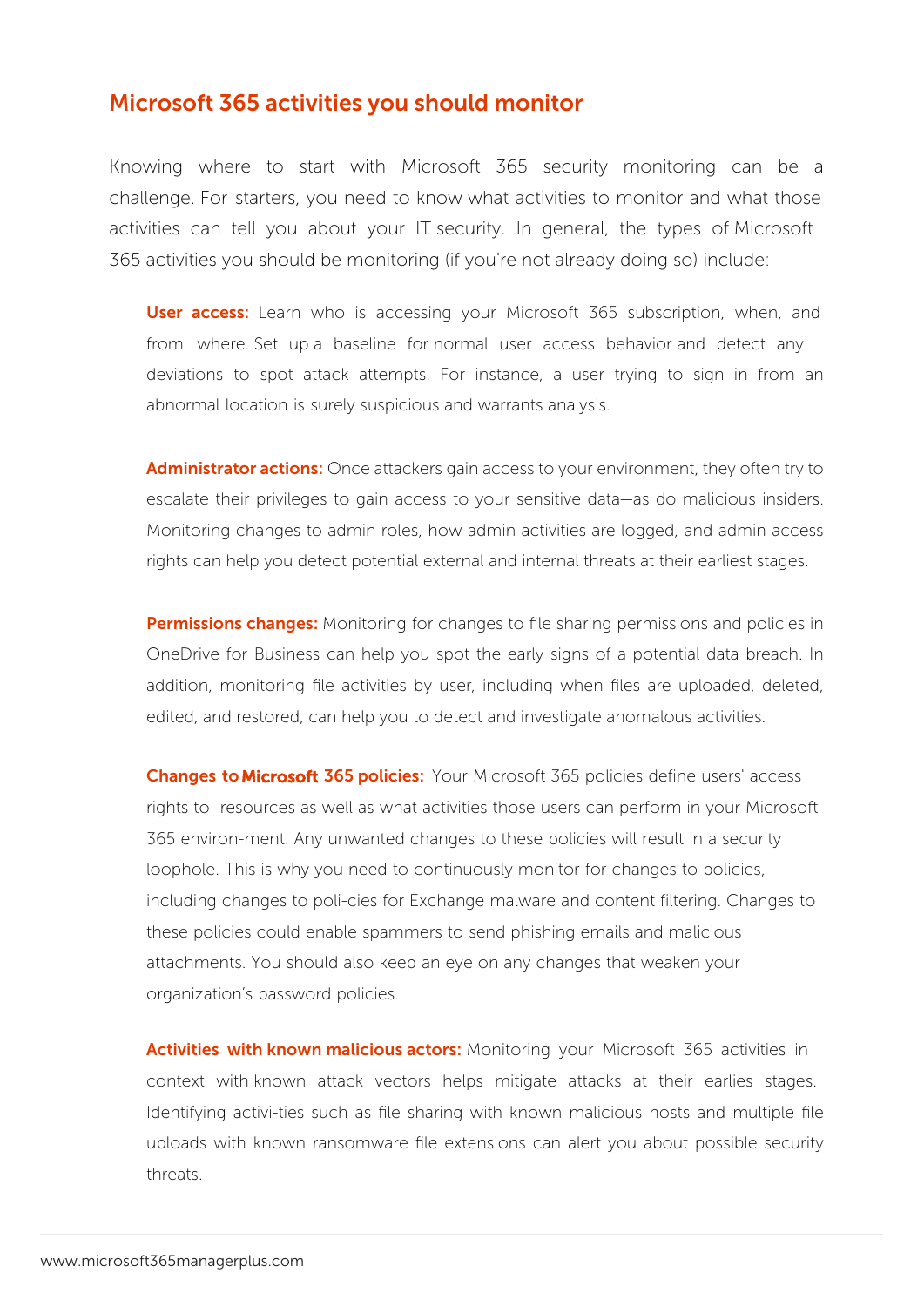## Microsoft 365 activities you should monitor

Knowing where to start with Microsoft 365 security monitoring can be a challenge. For starters, you need to know what activities to monitor and what those activities can tell you about your IT security. In general, the types of Microsoft 365 activities you should be monitoring (if you're not already doing so) include:

**User access:** Learn who is accessing your Microsoft 365 subscription, when, and from where. Set up a baseline for normal user access behavior and detect any deviations to spot attack attempts. For instance, a user trying to sign in from an abnormal location is surely suspicious and warrants analysis.

**Administrator actions:** Once attackers gain access to your environment, they often try to escalate their privileges to gain access to your sensitive data—as do malicious insiders. Monitoring changes to admin roles, how admin activities are logged, and admin access rights can help you detect potential external and internal threats at their earliest stages.

**Permissions changes:** Monitoring for changes to file sharing permissions and policies in OneDrive for Business can help you spot the early signs of a potential data breach. In addition, monitoring file activities by user, including when files are uploaded, deleted, edited, and restored, can help you to detect and investigate anomalous activities.

**Changes to Microsoft 365 policies:** Your Microsoft 365 policies define users' access rights to resources as well as what activities those users can perform in your Microsoft 365 environ-ment. Any unwanted changes to these policies will result in a security loophole. This is why you need to continuously monitor for changes to policies, including changes to poli-cies for Exchange malware and content filtering. Changes to these policies could enable spammers to send phishing emails and malicious attachments. You should also keep an eye on any changes that weaken your organization's password policies.

**Activities with known malicious actors:** Monitoring your Microsoft 365 activities in context with known attack vectors helps mitigate attacks at their earlies stages. Identifying activi-ties such as file sharing with known malicious hosts and multiple file uploads with known ransomware file extensions can alert you about possible security threats.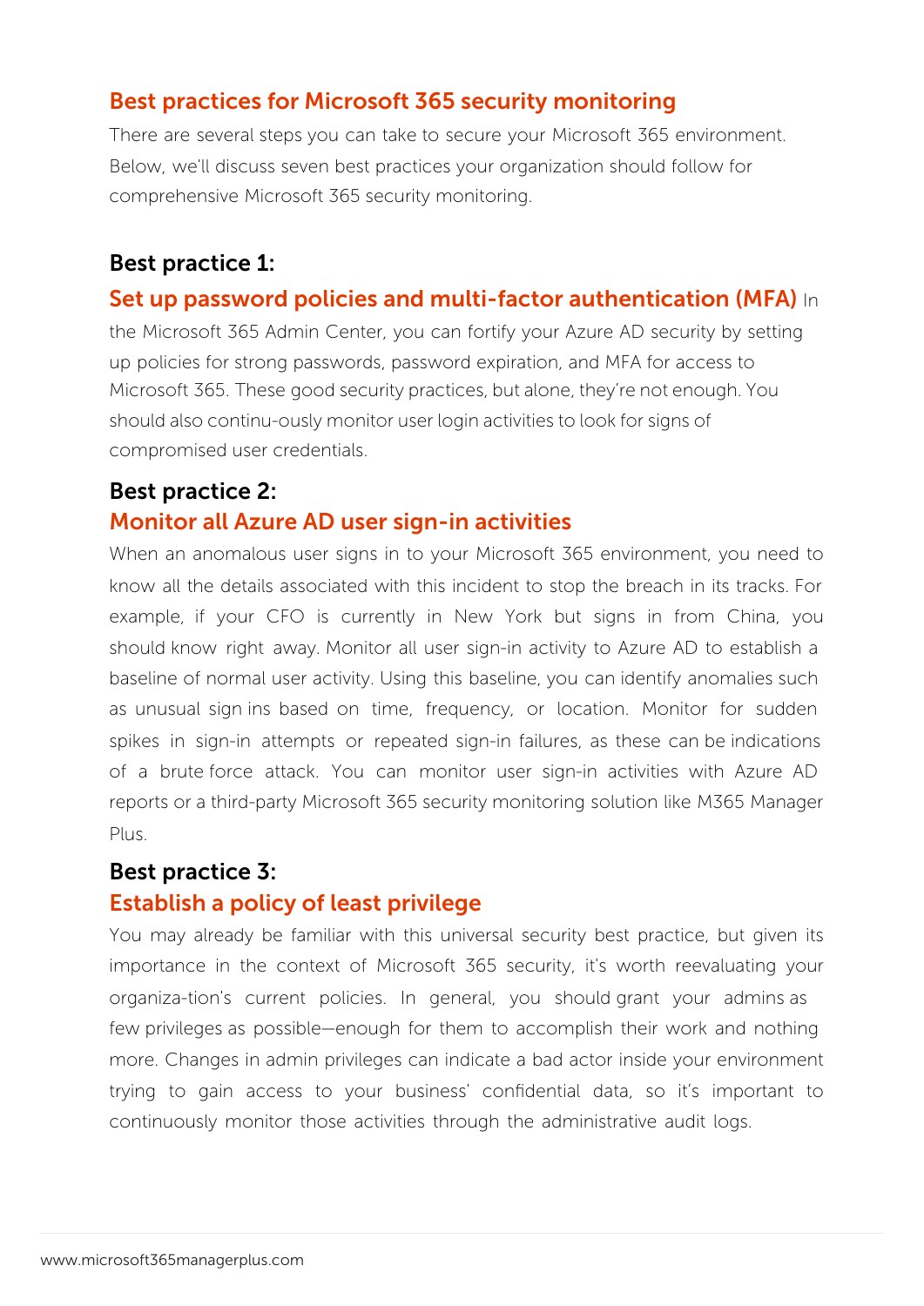## Best practices for Microsoft 365 security monitoring

There are several steps you can take to secure your Microsoft 365 environment. Below, we'll discuss seven best practices your organization should follow for comprehensive Microsoft 365 security monitoring.

### Best practice 1:

### Set up password policies and multi-factor authentication (MFA)

In the Microsoft 365 Admin Center, you can fortify your Azure AD security by setting up policies for strong passwords, password expiration, and MFA for access to Microsoft 365. These good security practices, but alone, they're not enough. You should also continu-ously monitor user login activities to look for signs of compromised user credentials.

### Best practice 2:

### Monitor all Azure AD user sign-in activities

When an anomalous user signs in to your Microsoft 365 environment, you need to know all the details associated with this incident to stop the breach in its tracks. For example, if your CFO is currently in New York but signs in from China, you should know right away. Monitor all user sign-in activity to Azure AD to establish a baseline of normal user activity. Using this baseline, you can identify anomalies such as unusual sign ins based on time, frequency, or location. Monitor for sudden spikes in sign-in attempts or repeated sign-in failures, as these can be indications of a brute force attack. You can monitor user sign-in activities with Azure AD reports or a third-party Microsoft 365 security monitoring solution like M365 Manager Plus.

### Best practice 3:

### Establish a policy of least privilege

You may already be familiar with this universal security best practice, but given its importance in the context of Microsoft 365 security, it's worth reevaluating your organiza-tion's current policies. In general, you should grant your admins as few privileges as possible—enough for them to accomplish their work and nothing more. Changes in admin privileges can indicate a bad actor inside your environment trying to gain access to your business' confidential data, so it's important to continuously monitor those activities through the administrative audit logs.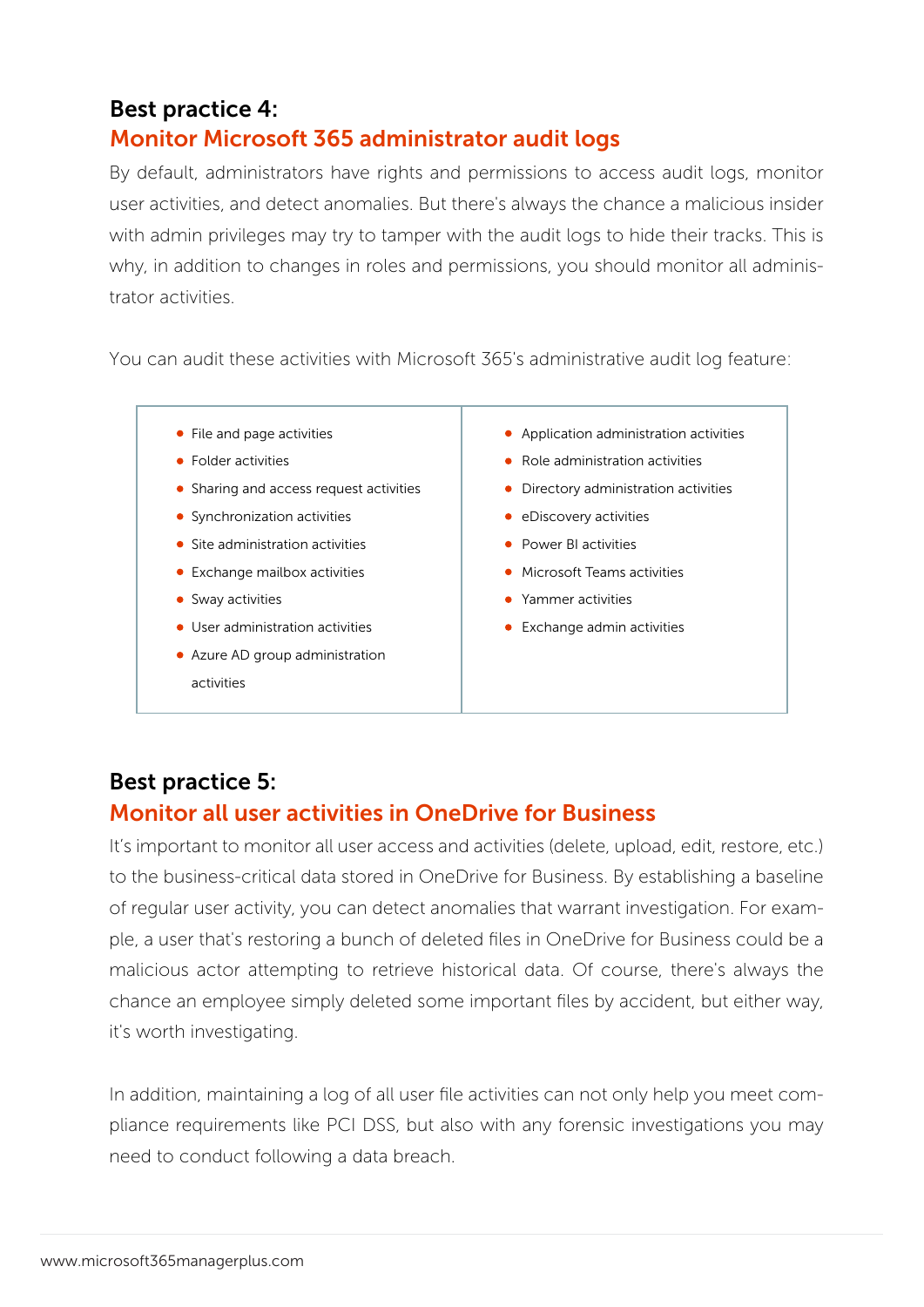## Best practice 4:
## Monitor Microsoft 365 administrator audit logs

By default, administrators have rights and permissions to access audit logs, monitor user activities, and detect anomalies. But there's always the chance a malicious insider with admin privileges may try to tamper with the audit logs to hide their tracks. This is why, in addition to changes in roles and permissions, you should monitor all administrator activities.

You can audit these activities with Microsoft 365's administrative audit log feature:

- File and page activities
- Folder activities
- Sharing and access request activities
- Synchronization activities
- Site administration activities
- Exchange mailbox activities
- Sway activities
- User administration activities
- Azure AD group administration activities
- Application administration activities
- Role administration activities
- Directory administration activities
- eDiscovery activities
- Power BI activities
- Microsoft Teams activities
- Yammer activities
- Exchange admin activities

## Best practice 5:
## Monitor all user activities in OneDrive for Business

It's important to monitor all user access and activities (delete, upload, edit, restore, etc.) to the business-critical data stored in OneDrive for Business. By establishing a baseline of regular user activity, you can detect anomalies that warrant investigation. For example, a user that's restoring a bunch of deleted files in OneDrive for Business could be a malicious actor attempting to retrieve historical data. Of course, there's always the chance an employee simply deleted some important files by accident, but either way, it's worth investigating.

In addition, maintaining a log of all user file activities can not only help you meet compliance requirements like PCI DSS, but also with any forensic investigations you may need to conduct following a data breach.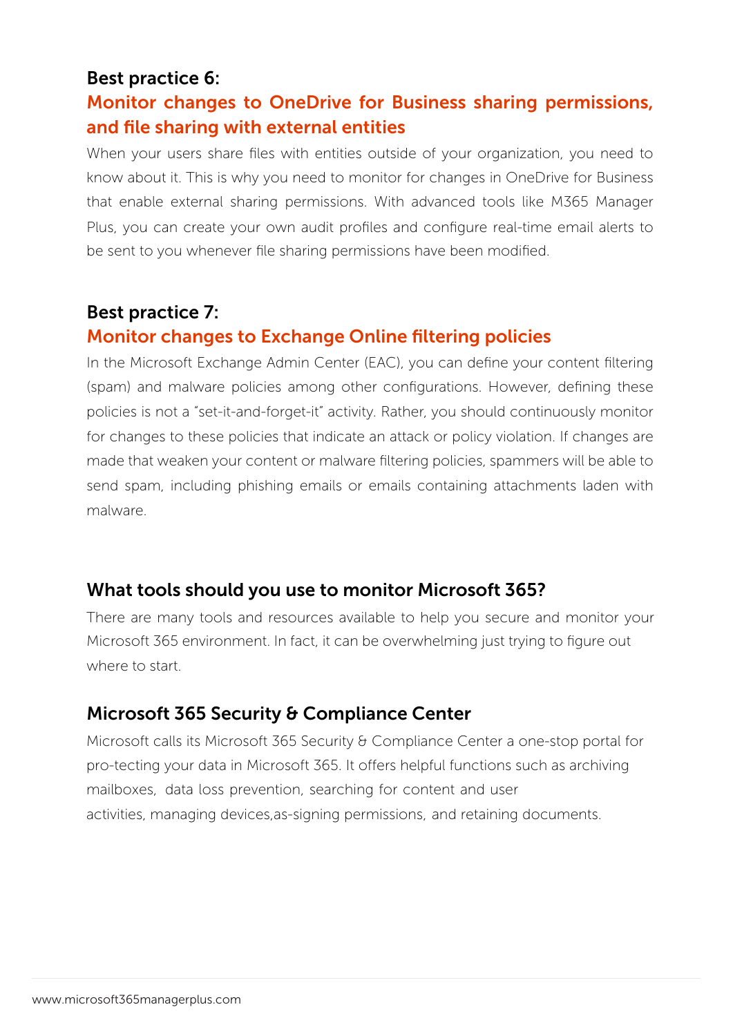### Best practice 6:

### Monitor changes to OneDrive for Business sharing permissions, and file sharing with external entities

When your users share files with entities outside of your organization, you need to know about it. This is why you need to monitor for changes in OneDrive for Business that enable external sharing permissions. With advanced tools like M365 Manager Plus, you can create your own audit profiles and configure real-time email alerts to be sent to you whenever file sharing permissions have been modified.

### Best practice 7:

### Monitor changes to Exchange Online filtering policies

In the Microsoft Exchange Admin Center (EAC), you can define your content filtering (spam) and malware policies among other configurations. However, defining these policies is not a "set-it-and-forget-it" activity. Rather, you should continuously monitor for changes to these policies that indicate an attack or policy violation. If changes are made that weaken your content or malware filtering policies, spammers will be able to send spam, including phishing emails or emails containing attachments laden with malware.

## What tools should you use to monitor Microsoft 365?

There are many tools and resources available to help you secure and monitor your Microsoft 365 environment. In fact, it can be overwhelming just trying to figure out where to start.

## Microsoft 365 Security & Compliance Center

Microsoft calls its Microsoft 365 Security & Compliance Center a one-stop portal for pro-tecting your data in Microsoft 365. It offers helpful functions such as archiving mailboxes, data loss prevention, searching for content and user activities, managing devices,as-signing permissions, and retaining documents.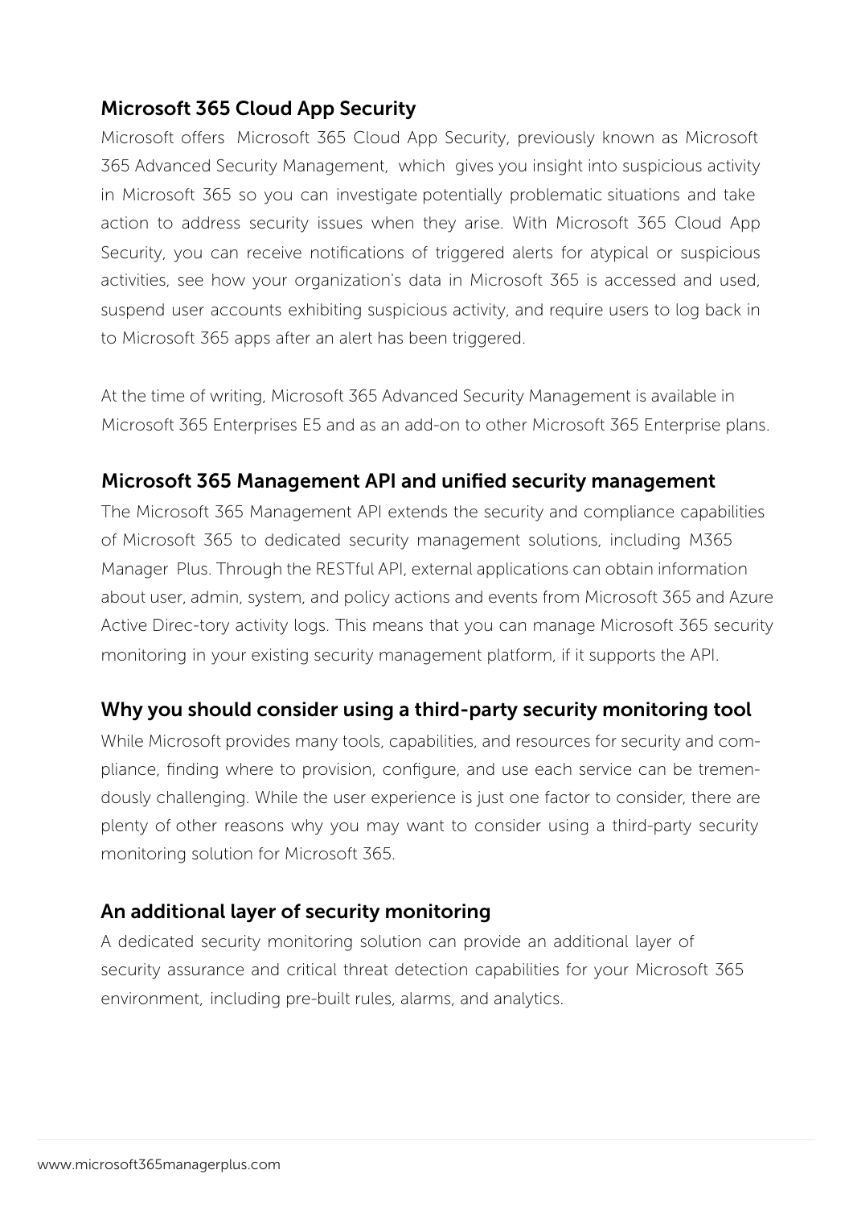## Microsoft 365 Cloud App Security

Microsoft offers Microsoft 365 Cloud App Security, previously known as Microsoft 365 Advanced Security Management, which gives you insight into suspicious activity in Microsoft 365 so you can investigate potentially problematic situations and take action to address security issues when they arise. With Microsoft 365 Cloud App Security, you can receive notifications of triggered alerts for atypical or suspicious activities, see how your organization's data in Microsoft 365 is accessed and used, suspend user accounts exhibiting suspicious activity, and require users to log back in to Microsoft 365 apps after an alert has been triggered.

At the time of writing, Microsoft 365 Advanced Security Management is available in Microsoft 365 Enterprises E5 and as an add-on to other Microsoft 365 Enterprise plans.

## Microsoft 365 Management API and unified security management

The Microsoft 365 Management API extends the security and compliance capabilities of Microsoft 365 to dedicated security management solutions, including M365 Manager Plus. Through the RESTful API, external applications can obtain information about user, admin, system, and policy actions and events from Microsoft 365 and Azure Active Direc-tory activity logs. This means that you can manage Microsoft 365 security monitoring in your existing security management platform, if it supports the API.

## Why you should consider using a third-party security monitoring tool

While Microsoft provides many tools, capabilities, and resources for security and com-pliance, finding where to provision, configure, and use each service can be tremen-dously challenging. While the user experience is just one factor to consider, there are plenty of other reasons why you may want to consider using a third-party security monitoring solution for Microsoft 365.

## An additional layer of security monitoring

A dedicated security monitoring solution can provide an additional layer of security assurance and critical threat detection capabilities for your Microsoft 365 environment, including pre-built rules, alarms, and analytics.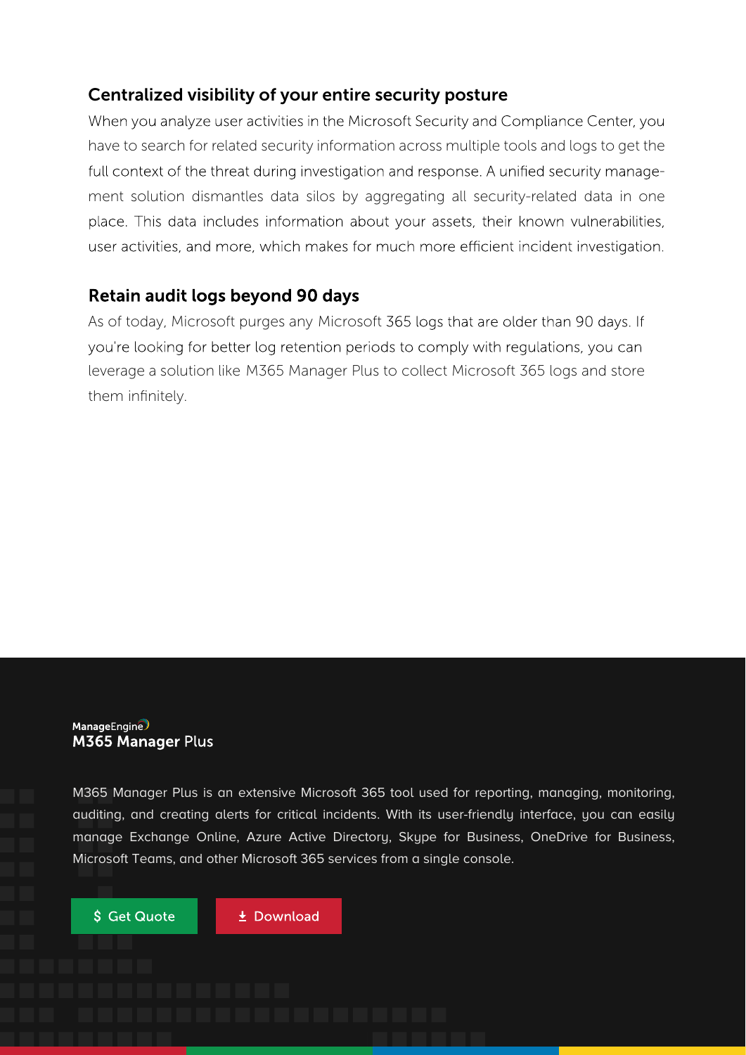## Centralized visibility of your entire security posture

When you analyze user activities in the Microsoft Security and Compliance Center, you have to search for related security information across multiple tools and logs to get the full context of the threat during investigation and response. A unified security management solution dismantles data silos by aggregating all security-related data in one place. This data includes information about your assets, their known vulnerabilities, user activities, and more, which makes for much more efficient incident investigation.

## Retain audit logs beyond 90 days

As of today, Microsoft purges any Microsoft 365 logs that are older than 90 days. If you're looking for better log retention periods to comply with regulations, you can leverage a solution like M365 Manager Plus to collect Microsoft 365 logs and store them infinitely.

ManageEngine
**M365 Manager Plus**

M365 Manager Plus is an extensive Microsoft 365 tool used for reporting, managing, monitoring, auditing, and creating alerts for critical incidents. With its user-friendly interface, you can easily manage Exchange Online, Azure Active Directory, Skype for Business, OneDrive for Business, Microsoft Teams, and other Microsoft 365 services from a single console.

$ Get Quote

Download